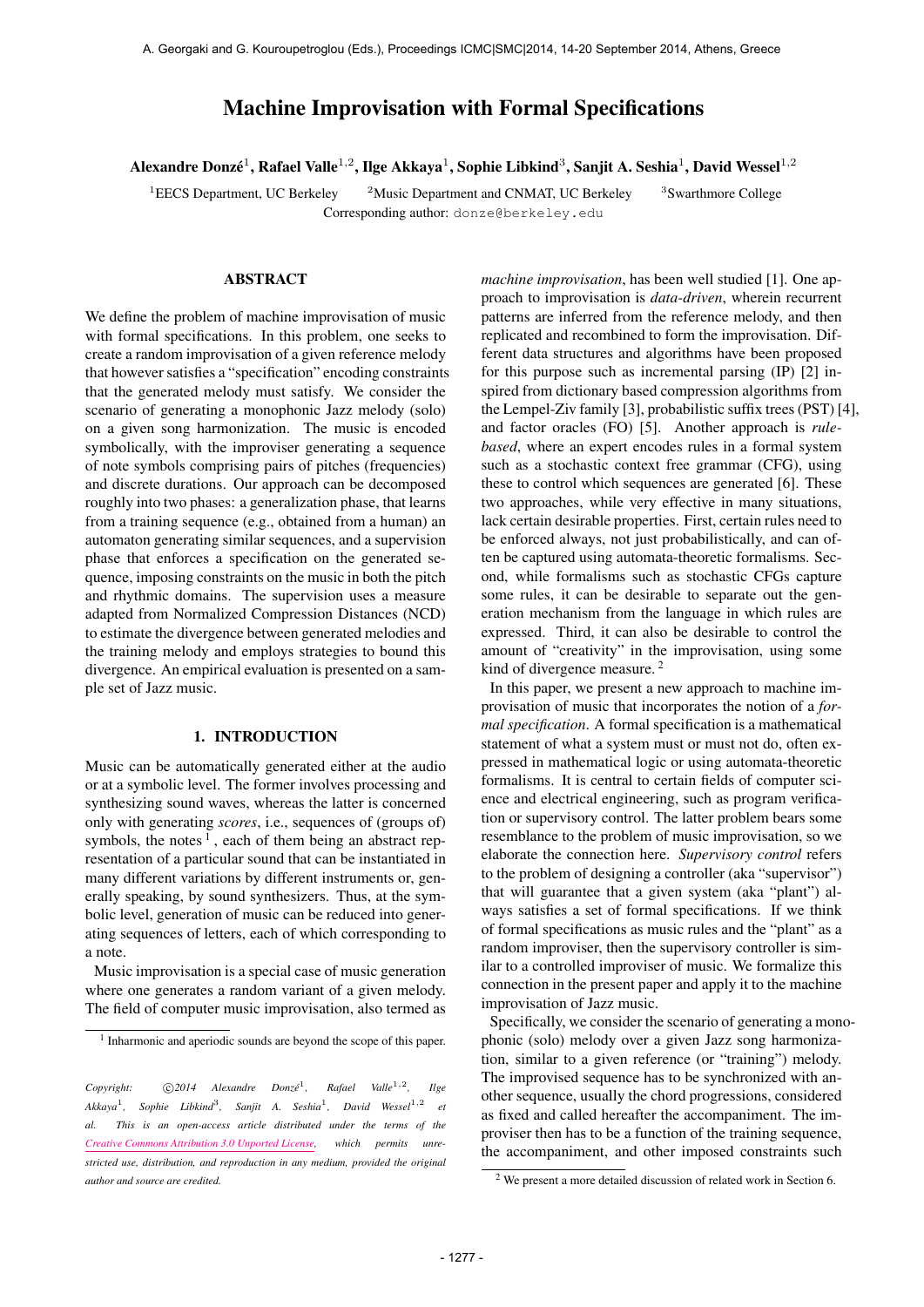# Machine Improvisation with Formal Specifications

**Alexandre Donzé**[1], **Rafael Valle**[1,2], **Ilge Akkaya**[1], **Sophie Libkind**[3], **Sanjit A. Seshia**[1], **David Wessel**[1,2]

[1]EECS Department, UC Berkeley [2]Music Department and CNMAT, UC Berkeley [3]Swarthmore College

Corresponding author: donze@berkeley.edu

## ABSTRACT

We define the problem of machine improvisation of music with formal specifications. In this problem, one seeks to create a random improvisation of a given reference melody that however satisfies a "specification" encoding constraints that the generated melody must satisfy. We consider the scenario of generating a monophonic Jazz melody (solo) on a given song harmonization. The music is encoded symbolically, with the improviser generating a sequence of note symbols comprising pairs of pitches (frequencies) and discrete durations. Our approach can be decomposed roughly into two phases: a generalization phase, that learns from a training sequence (e.g., obtained from a human) an automaton generating similar sequences, and a supervision phase that enforces a specification on the generated sequence, imposing constraints on the music in both the pitch and rhythmic domains. The supervision uses a measure adapted from Normalized Compression Distances (NCD) to estimate the divergence between generated melodies and the training melody and employs strategies to bound this divergence. An empirical evaluation is presented on a sample set of Jazz music.

## 1. INTRODUCTION

Music can be automatically generated either at the audio or at a symbolic level. The former involves processing and synthesizing sound waves, whereas the latter is concerned only with generating *scores*, i.e., sequences of (groups of) symbols, the notes [1], each of them being an abstract representation of a particular sound that can be instantiated in many different variations by different instruments or, generally speaking, by sound synthesizers. Thus, at the symbolic level, generation of music can be reduced into generating sequences of letters, each of which corresponding to a note.

Music improvisation is a special case of music generation where one generates a random variant of a given melody. The field of computer music improvisation, also termed as *machine improvisation*, has been well studied [1]. One approach to improvisation is *data-driven*, wherein recurrent patterns are inferred from the reference melody, and then replicated and recombined to form the improvisation. Different data structures and algorithms have been proposed for this purpose such as incremental parsing (IP) [2] inspired from dictionary based compression algorithms from the Lempel-Ziv family [3], probabilistic suffix trees (PST) [4], and factor oracles (FO) [5]. Another approach is *rule-based*, where an expert encodes rules in a formal system such as a stochastic context free grammar (CFG), using these to control which sequences are generated [6]. These two approaches, while very effective in many situations, lack certain desirable properties. First, certain rules need to be enforced always, not just probabilistically, and can often be captured using automata-theoretic formalisms. Second, while formalisms such as stochastic CFGs capture some rules, it can be desirable to separate out the generation mechanism from the language in which rules are expressed. Third, it can also be desirable to control the amount of "creativity" in the improvisation, using some kind of divergence measure. [2]

In this paper, we present a new approach to machine improvisation of music that incorporates the notion of a *formal specification*. A formal specification is a mathematical statement of what a system must or must not do, often expressed in mathematical logic or using automata-theoretic formalisms. It is central to certain fields of computer science and electrical engineering, such as program verification or supervisory control. The latter problem bears some resemblance to the problem of music improvisation, so we elaborate the connection here. *Supervisory control* refers to the problem of designing a controller (aka "supervisor") that will guarantee that a given system (aka "plant") always satisfies a set of formal specifications. If we think of formal specifications as music rules and the "plant" as a random improviser, then the supervisory controller is similar to a controlled improviser of music. We formalize this connection in the present paper and apply it to the machine improvisation of Jazz music.

Specifically, we consider the scenario of generating a monophonic (solo) melody over a given Jazz song harmonization, similar to a given reference (or "training") melody. The improvised sequence has to be synchronized with another sequence, usually the chord progressions, considered as fixed and called hereafter the accompaniment. The improviser then has to be a function of the training sequence, the accompaniment, and other imposed constraints such

---

[1] Inharmonic and aperiodic sounds are beyond the scope of this paper.

[2] We present a more detailed discussion of related work in Section 6.

*Copyright: ©2014 Alexandre Donzé[1], Rafael Valle[1,2], Ilge Akkaya[1], Sophie Libkind[3], Sanjit A. Seshia[1], David Wessel[1,2] et al. This is an open-access article distributed under the terms of the Creative Commons Attribution 3.0 Unported License, which permits unrestricted use, distribution, and reproduction in any medium, provided the original author and source are credited.*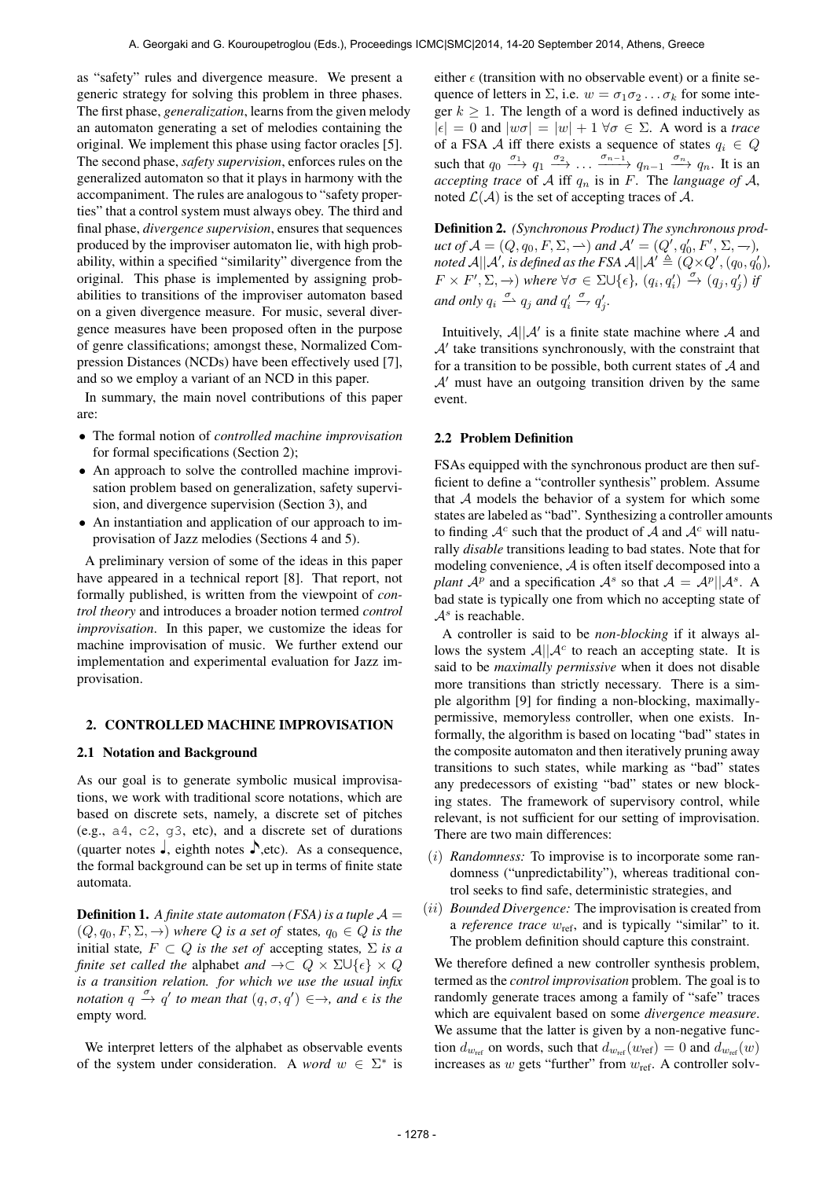as "safety" rules and divergence measure. We present a generic strategy for solving this problem in three phases. The first phase, *generalization*, learns from the given melody an automaton generating a set of melodies containing the original. We implement this phase using factor oracles [5]. The second phase, *safety supervision*, enforces rules on the generalized automaton so that it plays in harmony with the accompaniment. The rules are analogous to "safety properties" that a control system must always obey. The third and final phase, *divergence supervision*, ensures that sequences produced by the improviser automaton lie, with high probability, within a specified "similarity" divergence from the original. This phase is implemented by assigning probabilities to transitions of the improviser automaton based on a given divergence measure. For music, several divergence measures have been proposed often in the purpose of genre classifications; amongst these, Normalized Compression Distances (NCDs) have been effectively used [7], and so we employ a variant of an NCD in this paper.

In summary, the main novel contributions of this paper are:

- The formal notion of *controlled machine improvisation* for formal specifications (Section 2);
- An approach to solve the controlled machine improvisation problem based on generalization, safety supervision, and divergence supervision (Section 3), and
- An instantiation and application of our approach to improvisation of Jazz melodies (Sections 4 and 5).

A preliminary version of some of the ideas in this paper have appeared in a technical report [8]. That report, not formally published, is written from the viewpoint of *control theory* and introduces a broader notion termed *control improvisation*. In this paper, we customize the ideas for machine improvisation of music. We further extend our implementation and experimental evaluation for Jazz improvisation.

## 2. CONTROLLED MACHINE IMPROVISATION

### 2.1 Notation and Background

As our goal is to generate symbolic musical improvisations, we work with traditional score notations, which are based on discrete sets, namely, a discrete set of pitches (e.g., a4, c2, g3, etc), and a discrete set of durations (quarter notes ♩, eighth notes ♪,etc). As a consequence, the formal background can be set up in terms of finite state automata.

**Definition 1.** *A finite state automaton (FSA) is a tuple $\mathcal{A} = (Q, q_0, F, \Sigma, \rightarrow)$ where $Q$ is a set of* states*, $q_0 \in Q$ is the* initial state*, $F \subset Q$ is the set of* accepting states*, $\Sigma$ is a finite set called the* alphabet *and $\rightarrow \subset Q \times \Sigma \cup \{\epsilon\} \times Q$ is a transition relation. for which we use the usual infix notation $q \xrightarrow{\sigma} q'$ to mean that $(q, \sigma, q') \in \rightarrow$, and $\epsilon$ is the* empty word*.*

We interpret letters of the alphabet as observable events of the system under consideration. A *word* $w \in \Sigma^*$ is either $\epsilon$ (transition with no observable event) or a finite sequence of letters in $\Sigma$, i.e. $w = \sigma_1\sigma_2\ldots\sigma_k$ for some integer $k \geq 1$. The length of a word is defined inductively as $|\epsilon| = 0$ and $|w\sigma| = |w| + 1\ \forall\sigma \in \Sigma$. A word is a *trace* of a FSA $\mathcal{A}$ iff there exists a sequence of states $q_i \in Q$ such that $q_0 \xrightarrow{\sigma_1} q_1 \xrightarrow{\sigma_2} \ldots \xrightarrow{\sigma_{n-1}} q_{n-1} \xrightarrow{\sigma_n} q_n$. It is an *accepting trace* of $\mathcal{A}$ iff $q_n$ is in $F$. The *language of* $\mathcal{A}$, noted $\mathcal{L}(\mathcal{A})$ is the set of accepting traces of $\mathcal{A}$.

**Definition 2.** *(Synchronous Product) The synchronous product of $\mathcal{A} = (Q, q_0, F, \Sigma, \rightharpoonup)$ and $\mathcal{A}' = (Q', q_0', F', \Sigma, \rightharpoondown)$, noted $\mathcal{A}||\mathcal{A}'$, is defined as the FSA $\mathcal{A}||\mathcal{A}' \triangleq (Q \times Q', (q_0, q_0'), F \times F', \Sigma, \rightarrow)$ where $\forall\sigma \in \Sigma\cup\{\epsilon\}$, $(q_i, q_i') \xrightarrow{\sigma} (q_j, q_j')$ if and only $q_i \overset{\sigma}{\rightharpoonup} q_j$ and $q_i' \overset{\sigma}{\rightharpoondown} q_j'$.*

Intuitively, $\mathcal{A}||\mathcal{A}'$ is a finite state machine where $\mathcal{A}$ and $\mathcal{A}'$ take transitions synchronously, with the constraint that for a transition to be possible, both current states of $\mathcal{A}$ and $\mathcal{A}'$ must have an outgoing transition driven by the same event.

### 2.2 Problem Definition

FSAs equipped with the synchronous product are then sufficient to define a "controller synthesis" problem. Assume that $\mathcal{A}$ models the behavior of a system for which some states are labeled as "bad". Synthesizing a controller amounts to finding $\mathcal{A}^c$ such that the product of $\mathcal{A}$ and $\mathcal{A}^c$ will naturally *disable* transitions leading to bad states. Note that for modeling convenience, $\mathcal{A}$ is often itself decomposed into a *plant* $\mathcal{A}^p$ and a specification $\mathcal{A}^s$ so that $\mathcal{A} = \mathcal{A}^p||\mathcal{A}^s$. A bad state is typically one from which no accepting state of $\mathcal{A}^s$ is reachable.

A controller is said to be *non-blocking* if it always allows the system $\mathcal{A}||\mathcal{A}^c$ to reach an accepting state. It is said to be *maximally permissive* when it does not disable more transitions than strictly necessary. There is a simple algorithm [9] for finding a non-blocking, maximally-permissive, memoryless controller, when one exists. Informally, the algorithm is based on locating "bad" states in the composite automaton and then iteratively pruning away transitions to such states, while marking as "bad" states any predecessors of existing "bad" states or new blocking states. The framework of supervisory control, while relevant, is not sufficient for our setting of improvisation. There are two main differences:

- $(i)$ *Randomness:* To improvise is to incorporate some randomness ("unpredictability"), whereas traditional control seeks to find safe, deterministic strategies, and
- $(ii)$ *Bounded Divergence:* The improvisation is created from a *reference trace* $w_{\text{ref}}$, and is typically "similar" to it. The problem definition should capture this constraint.

We therefore defined a new controller synthesis problem, termed as the *control improvisation* problem. The goal is to randomly generate traces among a family of "safe" traces which are equivalent based on some *divergence measure*. We assume that the latter is given by a non-negative function $d_{w_{\text{ref}}}$ on words, such that $d_{w_{\text{ref}}}(w_{\text{ref}}) = 0$ and $d_{w_{\text{ref}}}(w)$ increases as $w$ gets "further" from $w_{\text{ref}}$. A controller solv-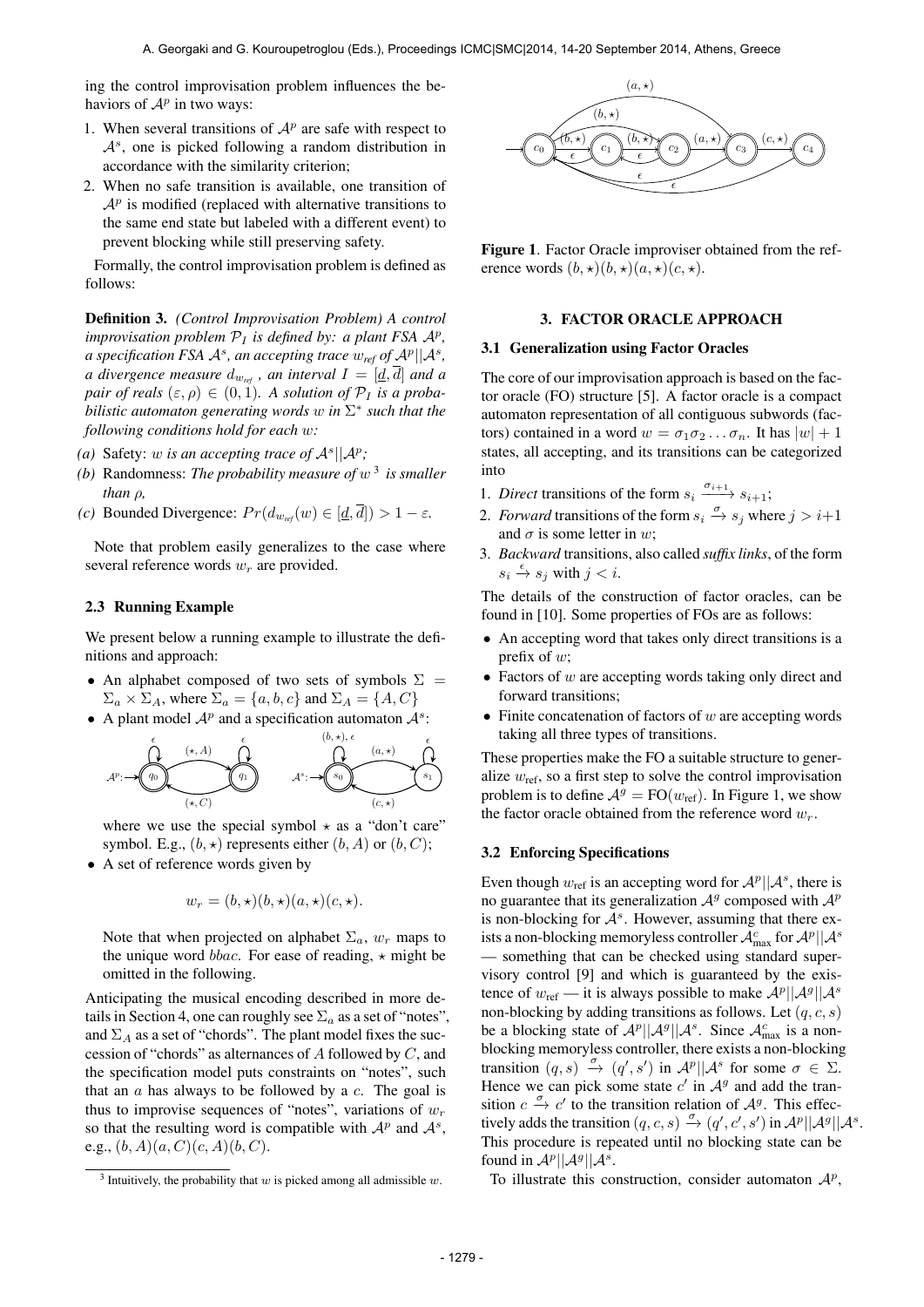ing the control improvisation problem influences the behaviors of $\mathcal{A}^p$ in two ways:

1. When several transitions of $\mathcal{A}^p$ are safe with respect to $\mathcal{A}^s$, one is picked following a random distribution in accordance with the similarity criterion;
2. When no safe transition is available, one transition of $\mathcal{A}^p$ is modified (replaced with alternative transitions to the same end state but labeled with a different event) to prevent blocking while still preserving safety.

Formally, the control improvisation problem is defined as follows:

**Definition 3.** *(Control Improvisation Problem) A control improvisation problem $\mathcal{P}_I$ is defined by: a plant FSA $\mathcal{A}^p$, a specification FSA $\mathcal{A}^s$, an accepting trace $w_{ref}$ of $\mathcal{A}^p||\mathcal{A}^s$, a divergence measure $d_{w_{ref}}$, an interval $I = [\underline{d}, \overline{d}]$ and a pair of reals $(\varepsilon, \rho) \in (0, 1)$. A solution of $\mathcal{P}_I$ is a probabilistic automaton generating words $w$ in $\Sigma^*$ such that the following conditions hold for each $w$:*

*(a)* Safety: *$w$ is an accepting trace of $\mathcal{A}^s||\mathcal{A}^p$;*

*(b)* Randomness: *The probability measure of $w$* [3] *is smaller than $\rho$,*

*(c)* Bounded Divergence: *$Pr(d_{w_{ref}}(w) \in [\underline{d}, \overline{d}]) > 1 - \varepsilon$.*

Note that problem easily generalizes to the case where several reference words $w_r$ are provided.

### 2.3 Running Example

We present below a running example to illustrate the definitions and approach:

- An alphabet composed of two sets of symbols $\Sigma = \Sigma_a \times \Sigma_A$, where $\Sigma_a = \{a, b, c\}$ and $\Sigma_A = \{A, C\}$
- A plant model $\mathcal{A}^p$ and a specification automaton $\mathcal{A}^s$:

  where we use the special symbol $\star$ as a "don't care" symbol. E.g., $(b, \star)$ represents either $(b, A)$ or $(b, C)$;
- A set of reference words given by

$$w_r = (b, \star)(b, \star)(a, \star)(c, \star).$$

Note that when projected on alphabet $\Sigma_a$, $w_r$ maps to the unique word $bbac$. For ease of reading, $\star$ might be omitted in the following.

Anticipating the musical encoding described in more details in Section 4, one can roughly see $\Sigma_a$ as a set of "notes", and $\Sigma_A$ as a set of "chords". The plant model fixes the succession of "chords" as alternances of $A$ followed by $C$, and the specification model puts constraints on "notes", such that an $a$ has always to be followed by a $c$. The goal is thus to improvise sequences of "notes", variations of $w_r$ so that the resulting word is compatible with $\mathcal{A}^p$ and $\mathcal{A}^s$, e.g., $(b, A)(a, C)(c, A)(b, C)$.

[3] Intuitively, the probability that $w$ is picked among all admissible $w$.

**Figure 1**. Factor Oracle improviser obtained from the reference words $(b, \star)(b, \star)(a, \star)(c, \star)$.

## 3. FACTOR ORACLE APPROACH

### 3.1 Generalization using Factor Oracles

The core of our improvisation approach is based on the factor oracle (FO) structure [5]. A factor oracle is a compact automaton representation of all contiguous subwords (factors) contained in a word $w = \sigma_1\sigma_2 \ldots \sigma_n$. It has $|w| + 1$ states, all accepting, and its transitions can be categorized into

1. *Direct* transitions of the form $s_i \xrightarrow{\sigma_{i+1}} s_{i+1}$;
2. *Forward* transitions of the form $s_i \xrightarrow{\sigma} s_j$ where $j > i+1$ and $\sigma$ is some letter in $w$;
3. *Backward* transitions, also called ***suffix links***, of the form $s_i \xrightarrow{\epsilon} s_j$ with $j < i$.

The details of the construction of factor oracles, can be found in [10]. Some properties of FOs are as follows:

- An accepting word that takes only direct transitions is a prefix of $w$;
- Factors of $w$ are accepting words taking only direct and forward transitions;
- Finite concatenation of factors of $w$ are accepting words taking all three types of transitions.

These properties make the FO a suitable structure to generalize $w_{\text{ref}}$, so a first step to solve the control improvisation problem is to define $\mathcal{A}^g = \text{FO}(w_{\text{ref}})$. In Figure 1, we show the factor oracle obtained from the reference word $w_r$.

### 3.2 Enforcing Specifications

Even though $w_{\text{ref}}$ is an accepting word for $\mathcal{A}^p||\mathcal{A}^s$, there is no guarantee that its generalization $\mathcal{A}^g$ composed with $\mathcal{A}^p$ is non-blocking for $\mathcal{A}^s$. However, assuming that there exists a non-blocking memoryless controller $\mathcal{A}^c_{\max}$ for $\mathcal{A}^p||\mathcal{A}^s$ — something that can be checked using standard supervisory control [9] and which is guaranteed by the existence of $w_{\text{ref}}$ — it is always possible to make $\mathcal{A}^p||\mathcal{A}^g||\mathcal{A}^s$ non-blocking by adding transitions as follows. Let $(q, c, s)$ be a blocking state of $\mathcal{A}^p||\mathcal{A}^g||\mathcal{A}^s$. Since $\mathcal{A}^c_{\max}$ is a non-blocking memoryless controller, there exists a non-blocking transition $(q, s) \xrightarrow{\sigma} (q', s')$ in $\mathcal{A}^p||\mathcal{A}^s$ for some $\sigma \in \Sigma$. Hence we can pick some state $c'$ in $\mathcal{A}^g$ and add the transition $c \xrightarrow{\sigma} c'$ to the transition relation of $\mathcal{A}^g$. This effectively adds the transition $(q, c, s) \xrightarrow{\sigma} (q', c', s')$ in $\mathcal{A}^p||\mathcal{A}^g||\mathcal{A}^s$. This procedure is repeated until no blocking state can be found in $\mathcal{A}^p||\mathcal{A}^g||\mathcal{A}^s$.

To illustrate this construction, consider automaton $\mathcal{A}^p$,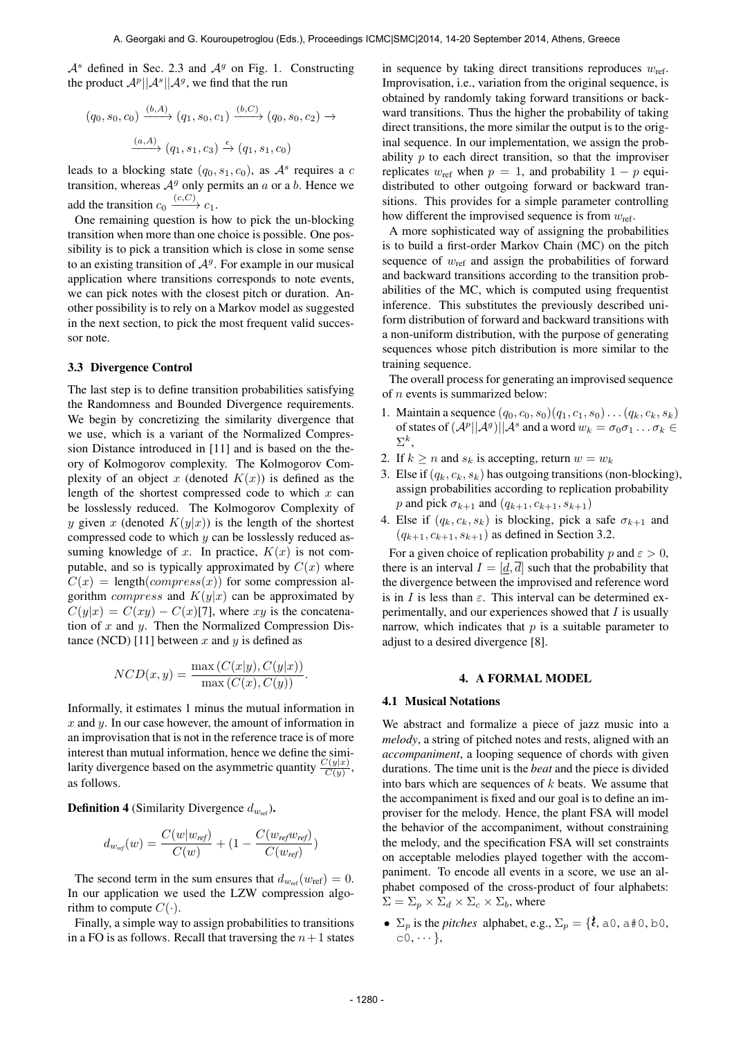$\mathcal{A}^s$ defined in Sec. 2.3 and $\mathcal{A}^g$ on Fig. 1. Constructing the product $\mathcal{A}^p||\mathcal{A}^s||\mathcal{A}^g$, we find that the run

$$(q_0, s_0, c_0) \xrightarrow{(b,A)} (q_1, s_0, c_1) \xrightarrow{(b,C)} (q_0, s_0, c_2) \rightarrow$$
$$\xrightarrow{(a,A)} (q_1, s_1, c_3) \xrightarrow{\epsilon} (q_1, s_1, c_0)$$

leads to a blocking state $(q_0, s_1, c_0)$, as $\mathcal{A}^s$ requires a $c$ transition, whereas $\mathcal{A}^g$ only permits an $a$ or a $b$. Hence we add the transition $c_0 \xrightarrow{(c,C)} c_1$.

One remaining question is how to pick the un-blocking transition when more than one choice is possible. One possibility is to pick a transition which is close in some sense to an existing transition of $\mathcal{A}^g$. For example in our musical application where transitions corresponds to note events, we can pick notes with the closest pitch or duration. Another possibility is to rely on a Markov model as suggested in the next section, to pick the most frequent valid successor note.

### 3.3 Divergence Control

The last step is to define transition probabilities satisfying the Randomness and Bounded Divergence requirements. We begin by concretizing the similarity divergence that we use, which is a variant of the Normalized Compression Distance introduced in [11] and is based on the theory of Kolmogorov complexity. The Kolmogorov Complexity of an object $x$ (denoted $K(x)$) is defined as the length of the shortest compressed code to which $x$ can be losslessly reduced. The Kolmogorov Complexity of $y$ given $x$ (denoted $K(y|x)$) is the length of the shortest compressed code to which $y$ can be losslessly reduced assuming knowledge of $x$. In practice, $K(x)$ is not computable, and so is typically approximated by $C(x)$ where $C(x) = \text{length}(compress(x))$ for some compression algorithm $compress$ and $K(y|x)$ can be approximated by $C(y|x) = C(xy) - C(x)$[7], where $xy$ is the concatenation of $x$ and $y$. Then the Normalized Compression Distance (NCD) [11] between $x$ and $y$ is defined as

$$NCD(x, y) = \frac{\max(C(x|y), C(y|x))}{\max(C(x), C(y))}.$$

Informally, it estimates 1 minus the mutual information in $x$ and $y$. In our case however, the amount of information in an improvisation that is not in the reference trace is of more interest than mutual information, hence we define the similarity divergence based on the asymmetric quantity $\frac{C(y|x)}{C(y)}$, as follows.

**Definition 4** (Similarity Divergence $d_{w_{\text{ref}}}$).

$$d_{w_{\text{ref}}}(w) = \frac{C(w|w_{\text{ref}})}{C(w)} + (1 - \frac{C(w_{\text{ref}}w_{\text{ref}})}{C(w_{\text{ref}})})$$

The second term in the sum ensures that $d_{w_{\text{ref}}}(w_{\text{ref}}) = 0$. In our application we used the LZW compression algorithm to compute $C(\cdot)$.

Finally, a simple way to assign probabilities to transitions in a FO is as follows. Recall that traversing the $n+1$ states in sequence by taking direct transitions reproduces $w_{\text{ref}}$. Improvisation, i.e., variation from the original sequence, is obtained by randomly taking forward transitions or backward transitions. Thus the higher the probability of taking direct transitions, the more similar the output is to the original sequence. In our implementation, we assign the probability $p$ to each direct transition, so that the improviser replicates $w_{\text{ref}}$ when $p = 1$, and probability $1 - p$ equidistributed to other outgoing forward or backward transitions. This provides for a simple parameter controlling how different the improvised sequence is from $w_{\text{ref}}$.

A more sophisticated way of assigning the probabilities is to build a first-order Markov Chain (MC) on the pitch sequence of $w_{\text{ref}}$ and assign the probabilities of forward and backward transitions according to the transition probabilities of the MC, which is computed using frequentist inference. This substitutes the previously described uniform distribution of forward and backward transitions with a non-uniform distribution, with the purpose of generating sequences whose pitch distribution is more similar to the training sequence.

The overall process for generating an improvised sequence of $n$ events is summarized below:

1. Maintain a sequence $(q_0, c_0, s_0)(q_1, c_1, s_0) \ldots (q_k, c_k, s_k)$ of states of $(\mathcal{A}^p||\mathcal{A}^g)||\mathcal{A}^s$ and a word $w_k = \sigma_0\sigma_1 \ldots \sigma_k \in \Sigma^k$,
2. If $k \geq n$ and $s_k$ is accepting, return $w = w_k$
3. Else if $(q_k, c_k, s_k)$ has outgoing transitions (non-blocking), assign probabilities according to replication probability $p$ and pick $\sigma_{k+1}$ and $(q_{k+1}, c_{k+1}, s_{k+1})$
4. Else if $(q_k, c_k, s_k)$ is blocking, pick a safe $\sigma_{k+1}$ and $(q_{k+1}, c_{k+1}, s_{k+1})$ as defined in Section 3.2.

For a given choice of replication probability $p$ and $\varepsilon > 0$, there is an interval $I = [\underline{d}, \overline{d}]$ such that the probability that the divergence between the improvised and reference word is in $I$ is less than $\varepsilon$. This interval can be determined experimentally, and our experiences showed that $I$ is usually narrow, which indicates that $p$ is a suitable parameter to adjust to a desired divergence [8].

## 4. A FORMAL MODEL

### 4.1 Musical Notations

We abstract and formalize a piece of jazz music into a *melody*, a string of pitched notes and rests, aligned with an *accompaniment*, a looping sequence of chords with given durations. The time unit is the *beat* and the piece is divided into bars which are sequences of $k$ beats. We assume that the accompaniment is fixed and our goal is to define an improviser for the melody. Hence, the plant FSA will model the behavior of the accompaniment, without constraining the melody, and the specification FSA will set constraints on acceptable melodies played together with the accompaniment. To encode all events in a score, we use an alphabet composed of the cross-product of four alphabets: $\Sigma = \Sigma_p \times \Sigma_d \times \Sigma_c \times \Sigma_b$, where

- $\Sigma_p$ is the *pitches* alphabet, e.g., $\Sigma_p = \{$𝄽, a0, a#0, b0, c0, $\cdots\}$,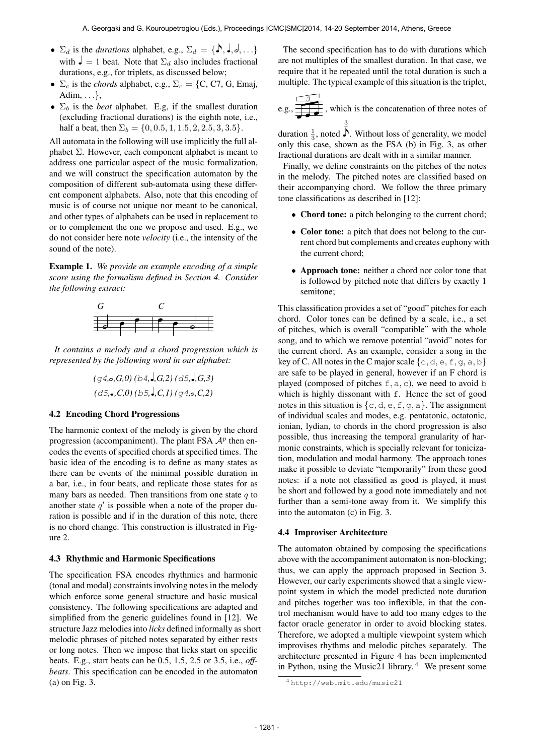- $\Sigma_d$ is the *durations* alphabet, e.g., $\Sigma_d = \{♪, ♩, 𝅗𝅥, \ldots\}$ with ♩ = 1 beat. Note that $\Sigma_d$ also includes fractional durations, e.g., for triplets, as discussed below;
- $\Sigma_c$ is the *chords* alphabet, e.g., $\Sigma_c = \{$C, C7, G, Emaj, Adim, $\ldots\}$,
- $\Sigma_b$ is the *beat* alphabet. E.g, if the smallest duration (excluding fractional durations) is the eighth note, i.e., half a beat, then $\Sigma_b = \{0, 0.5, 1, 1.5, 2, 2.5, 3, 3.5\}$.

All automata in the following will use implicitly the full alphabet $\Sigma$. However, each component alphabet is meant to address one particular aspect of the music formalization, and we will construct the specification automaton by the composition of different sub-automata using these different component alphabets. Also, note that this encoding of music is of course not unique nor meant to be canonical, and other types of alphabets can be used in replacement to or to complement the one we propose and used. E.g., we do not consider here note *velocity* (i.e., the intensity of the sound of the note).

**Example 1.** *We provide an example encoding of a simple score using the formalism defined in Section 4. Consider the following extract:*

*It contains a melody and a chord progression which is represented by the following word in our alphabet:*

*(*`g4`*,𝅗𝅥,G,0) (*`b4`*,♩,G,2) (*`d5`*,♩,G,3)*
*(*`d5`*,♩,C,0) (*`b5`*,♩,C,1) (*`g4`*,𝅗𝅥,C,2)*

### 4.2 Encoding Chord Progressions

The harmonic context of the melody is given by the chord progression (accompaniment). The plant FSA $\mathcal{A}^p$ then encodes the events of specified chords at specified times. The basic idea of the encoding is to define as many states as there can be events of the minimal possible duration in a bar, i.e., in four beats, and replicate those states for as many bars as needed. Then transitions from one state $q$ to another state $q'$ is possible when a note of the proper duration is possible and if in the duration of this note, there is no chord change. This construction is illustrated in Figure 2.

### 4.3 Rhythmic and Harmonic Specifications

The specification FSA encodes rhythmics and harmonic (tonal and modal) constraints involving notes in the melody which enforce some general structure and basic musical consistency. The following specifications are adapted and simplified from the generic guidelines found in [12]. We structure Jazz melodies into *licks* defined informally as short melodic phrases of pitched notes separated by either rests or long notes. Then we impose that licks start on specific beats. E.g., start beats can be 0.5, 1.5, 2.5 or 3.5, i.e., *off-beats*. This specification can be encoded in the automaton (a) on Fig. 3.

The second specification has to do with durations which are not multiples of the smallest duration. In that case, we require that it be repeated until the total duration is such a multiple. The typical example of this situation is the triplet, e.g., (triplet), which is the concatenation of three notes of duration $\frac{1}{3}$, noted $\overset{3}{♪}$. Without loss of generality, we model only this case, shown as the FSA (b) in Fig. 3, as other fractional durations are dealt with in a similar manner.

Finally, we define constraints on the pitches of the notes in the melody. The pitched notes are classified based on their accompanying chord. We follow the three primary tone classifications as described in [12]:

- **Chord tone:** a pitch belonging to the current chord;
- **Color tone:** a pitch that does not belong to the current chord but complements and creates euphony with the current chord;
- **Approach tone:** neither a chord nor color tone that is followed by pitched note that differs by exactly 1 semitone;

This classification provides a set of "good" pitches for each chord. Color tones can be defined by a scale, i.e., a set of pitches, which is overall "compatible" with the whole song, and to which we remove potential "avoid" notes for the current chord. As an example, consider a song in the key of C. All notes in the C major scale {`c`, `d`, `e`, `f`, `g`, `a`, `b`} are safe to be played in general, however if an F chord is played (composed of pitches `f`, `a`, `c`), we need to avoid `b` which is highly dissonant with `f`. Hence the set of good notes in this situation is {`c`, `d`, `e`, `f`, `g`, `a`}. The assignment of individual scales and modes, e.g. pentatonic, octatonic, ionian, lydian, to chords in the chord progression is also possible, thus increasing the temporal granularity of harmonic constraints, which is specially relevant for tonicization, modulation and modal harmony. The approach tones make it possible to deviate "temporarily" from these good notes: if a note not classified as good is played, it must be short and followed by a good note immediately and not further than a semi-tone away from it. We simplify this into the automaton (c) in Fig. 3.

### 4.4 Improviser Architecture

The automaton obtained by composing the specifications above with the accompaniment automaton is non-blocking; thus, we can apply the approach proposed in Section 3. However, our early experiments showed that a single viewpoint system in which the model predicted note duration and pitches together was too inflexible, in that the control mechanism would have to add too many edges to the factor oracle generator in order to avoid blocking states. Therefore, we adopted a multiple viewpoint system which improvises rhythms and melodic pitches separately. The architecture presented in Figure 4 has been implemented in Python, using the Music21 library.[4] We present some

[4] http://web.mit.edu/music21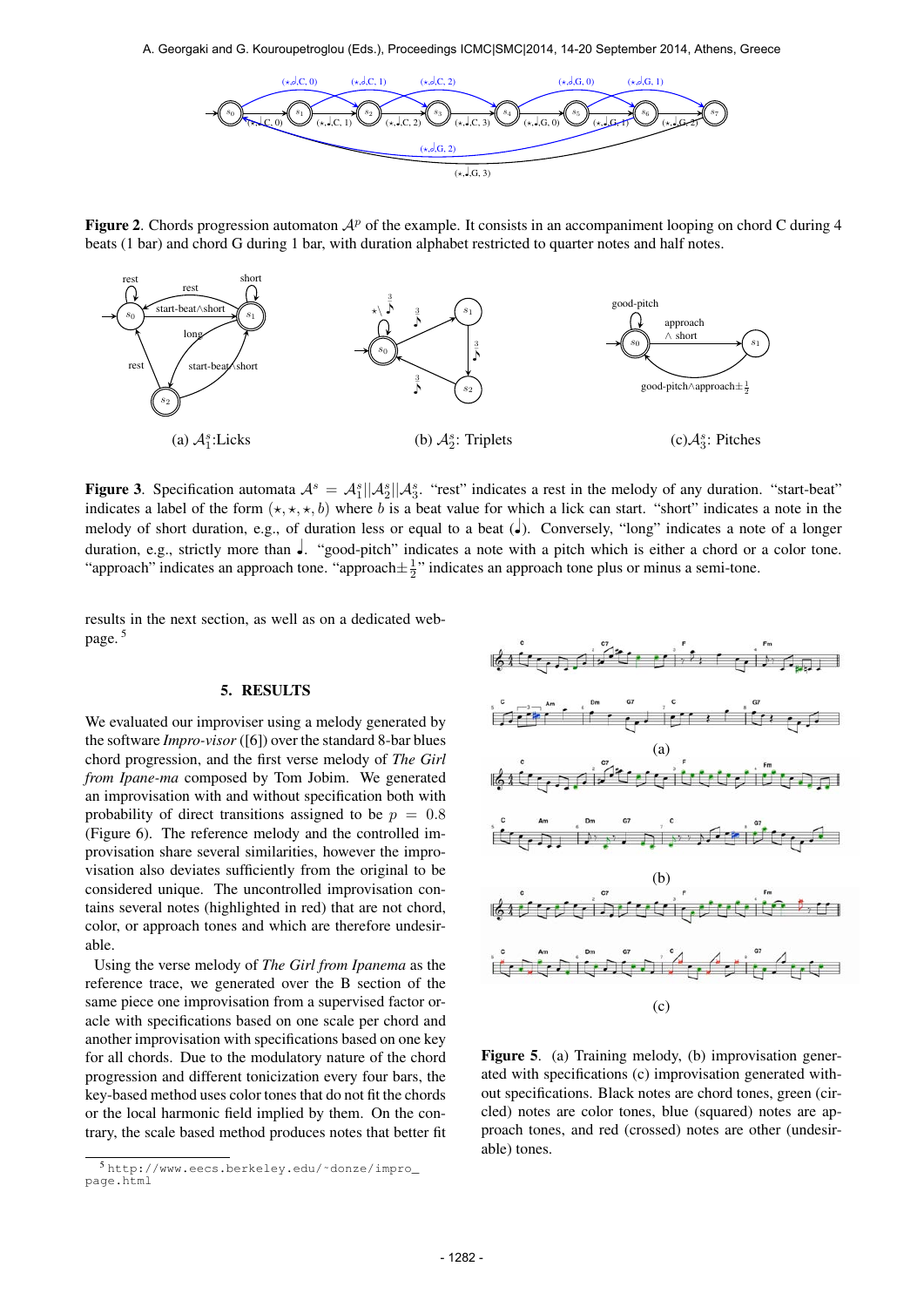**Figure 2**. Chords progression automaton $\mathcal{A}^p$ of the example. It consists in an accompaniment looping on chord C during 4 beats (1 bar) and chord G during 1 bar, with duration alphabet restricted to quarter notes and half notes.

(a) $\mathcal{A}^s_1$:Licks

(b) $\mathcal{A}^s_2$: Triplets

(c)$\mathcal{A}^s_3$: Pitches

**Figure 3**. Specification automata $\mathcal{A}^s = \mathcal{A}^s_1 || \mathcal{A}^s_2 || \mathcal{A}^s_3$. "rest" indicates a rest in the melody of any duration. "start-beat" indicates a label of the form $(\star, \star, \star, b)$ where $b$ is a beat value for which a lick can start. "short" indicates a note in the melody of short duration, e.g., of duration less or equal to a beat (♩). Conversely, "long" indicates a note of a longer duration, e.g., strictly more than ♩. "good-pitch" indicates a note with a pitch which is either a chord or a color tone. "approach" indicates an approach tone. "approach$\pm\frac{1}{2}$" indicates an approach tone plus or minus a semi-tone.

results in the next section, as well as on a dedicated webpage. [5]

## 5. RESULTS

We evaluated our improviser using a melody generated by the software *Impro-visor* ([6]) over the standard 8-bar blues chord progression, and the first verse melody of *The Girl from Ipane-ma* composed by Tom Jobim. We generated an improvisation with and without specification both with probability of direct transitions assigned to be $p = 0.8$ (Figure 6). The reference melody and the controlled improvisation share several similarities, however the improvisation also deviates sufficiently from the original to be considered unique. The uncontrolled improvisation contains several notes (highlighted in red) that are not chord, color, or approach tones and which are therefore undesirable.

Using the verse melody of *The Girl from Ipanema* as the reference trace, we generated over the B section of the same piece one improvisation from a supervised factor oracle with specifications based on one scale per chord and another improvisation with specifications based on one key for all chords. Due to the modulatory nature of the chord progression and different tonicization every four bars, the key-based method uses color tones that do not fit the chords or the local harmonic field implied by them. On the contrary, the scale based method produces notes that better fit

(a)

(b)

(c)

**Figure 5**. (a) Training melody, (b) improvisation generated with specifications (c) improvisation generated without specifications. Black notes are chord tones, green (circled) notes are color tones, blue (squared) notes are approach tones, and red (crossed) notes are other (undesirable) tones.

[5] http://www.eecs.berkeley.edu/~donze/impro_page.html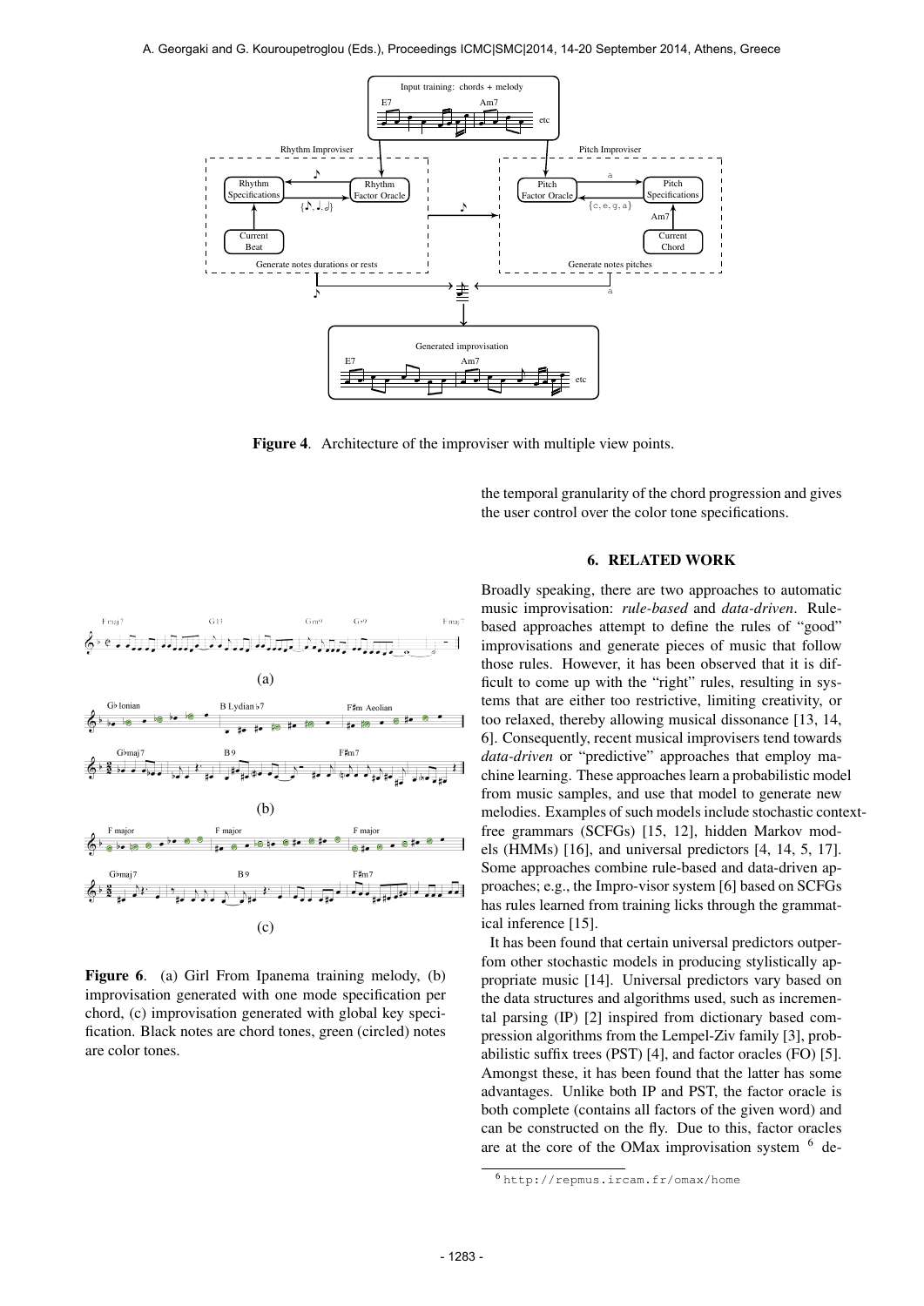**Figure 4**. Architecture of the improviser with multiple view points.

**Figure 6**. (a) Girl From Ipanema training melody, (b) improvisation generated with one mode specification per chord, (c) improvisation generated with global key specification. Black notes are chord tones, green (circled) notes are color tones.

the temporal granularity of the chord progression and gives the user control over the color tone specifications.

## 6. RELATED WORK

Broadly speaking, there are two approaches to automatic music improvisation: *rule-based* and *data-driven*. Rule-based approaches attempt to define the rules of "good" improvisations and generate pieces of music that follow those rules. However, it has been observed that it is difficult to come up with the "right" rules, resulting in systems that are either too restrictive, limiting creativity, or too relaxed, thereby allowing musical dissonance [13, 14, 6]. Consequently, recent musical improvisers tend towards *data-driven* or "predictive" approaches that employ machine learning. These approaches learn a probabilistic model from music samples, and use that model to generate new melodies. Examples of such models include stochastic context-free grammars (SCFGs) [15, 12], hidden Markov models (HMMs) [16], and universal predictors [4, 14, 5, 17]. Some approaches combine rule-based and data-driven approaches; e.g., the Impro-visor system [6] based on SCFGs has rules learned from training licks through the grammatical inference [15].

It has been found that certain universal predictors outperfom other stochastic models in producing stylistically appropriate music [14]. Universal predictors vary based on the data structures and algorithms used, such as incremental parsing (IP) [2] inspired from dictionary based compression algorithms from the Lempel-Ziv family [3], probabilistic suffix trees (PST) [4], and factor oracles (FO) [5]. Amongst these, it has been found that the latter has some advantages. Unlike both IP and PST, the factor oracle is both complete (contains all factors of the given word) and can be constructed on the fly. Due to this, factor oracles are at the core of the OMax improvisation system [6] de-

[6] http://repmus.ircam.fr/omax/home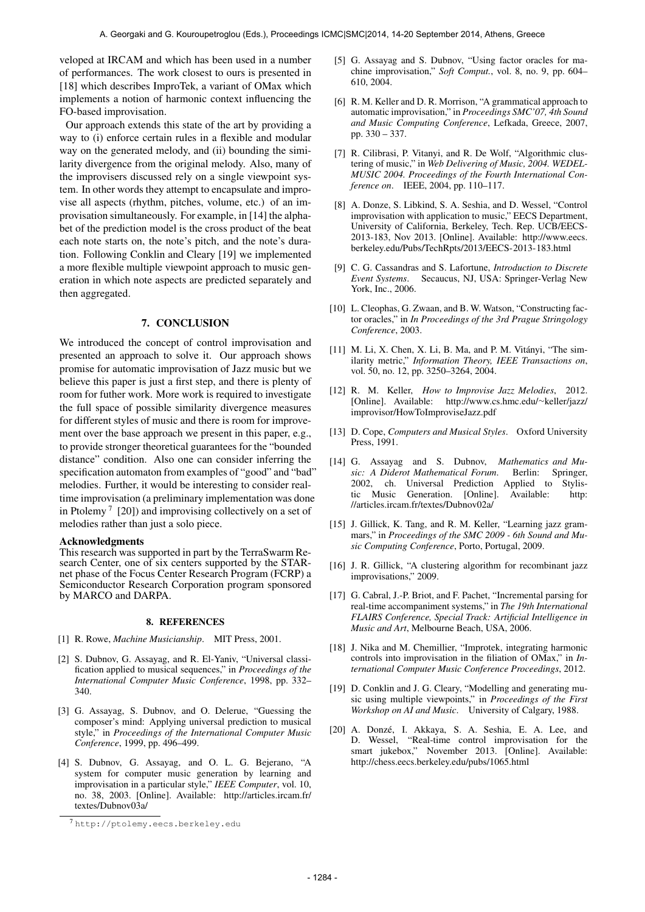veloped at IRCAM and which has been used in a number of performances. The work closest to ours is presented in [18] which describes ImproTek, a variant of OMax which implements a notion of harmonic context influencing the FO-based improvisation.

Our approach extends this state of the art by providing a way to (i) enforce certain rules in a flexible and modular way on the generated melody, and (ii) bounding the similarity divergence from the original melody. Also, many of the improvisers discussed rely on a single viewpoint system. In other words they attempt to encapsulate and improvise all aspects (rhythm, pitches, volume, etc.) of an improvisation simultaneously. For example, in [14] the alphabet of the prediction model is the cross product of the beat each note starts on, the note's pitch, and the note's duration. Following Conklin and Cleary [19] we implemented a more flexible multiple viewpoint approach to music generation in which note aspects are predicted separately and then aggregated.

## 7. CONCLUSION

We introduced the concept of control improvisation and presented an approach to solve it. Our approach shows promise for automatic improvisation of Jazz music but we believe this paper is just a first step, and there is plenty of room for futher work. More work is required to investigate the full space of possible similarity divergence measures for different styles of music and there is room for improvement over the base approach we present in this paper, e.g., to provide stronger theoretical guarantees for the "bounded distance" condition. Also one can consider inferring the specification automaton from examples of "good" and "bad" melodies. Further, it would be interesting to consider realtime improvisation (a preliminary implementation was done in Ptolemy [7] [20]) and improvising collectively on a set of melodies rather than just a solo piece.

**Acknowledgments**

This research was supported in part by the TerraSwarm Research Center, one of six centers supported by the STARnet phase of the Focus Center Research Program (FCRP) a Semiconductor Research Corporation program sponsored by MARCO and DARPA.

## 8. REFERENCES

[1] R. Rowe, *Machine Musicianship*. MIT Press, 2001.

[2] S. Dubnov, G. Assayag, and R. El-Yaniv, "Universal classification applied to musical sequences," in *Proceedings of the International Computer Music Conference*, 1998, pp. 332–340.

[3] G. Assayag, S. Dubnov, and O. Delerue, "Guessing the composer's mind: Applying universal prediction to musical style," in *Proceedings of the International Computer Music Conference*, 1999, pp. 496–499.

[4] S. Dubnov, G. Assayag, and O. L. G. Bejerano, "A system for computer music generation by learning and improvisation in a particular style," *IEEE Computer*, vol. 10, no. 38, 2003. [Online]. Available: http://articles.ircam.fr/textes/Dubnov03a/

[5] G. Assayag and S. Dubnov, "Using factor oracles for machine improvisation," *Soft Comput.*, vol. 8, no. 9, pp. 604–610, 2004.

[6] R. M. Keller and D. R. Morrison, "A grammatical approach to automatic improvisation," in *Proceedings SMC'07, 4th Sound and Music Computing Conference*, Lefkada, Greece, 2007, pp. 330 – 337.

[7] R. Cilibrasi, P. Vitanyi, and R. De Wolf, "Algorithmic clustering of music," in *Web Delivering of Music, 2004. WEDELMUSIC 2004. Proceedings of the Fourth International Conference on*. IEEE, 2004, pp. 110–117.

[8] A. Donze, S. Libkind, S. A. Seshia, and D. Wessel, "Control improvisation with application to music," EECS Department, University of California, Berkeley, Tech. Rep. UCB/EECS-2013-183, Nov 2013. [Online]. Available: http://www.eecs.berkeley.edu/Pubs/TechRpts/2013/EECS-2013-183.html

[9] C. G. Cassandras and S. Lafortune, *Introduction to Discrete Event Systems*. Secaucus, NJ, USA: Springer-Verlag New York, Inc., 2006.

[10] L. Cleophas, G. Zwaan, and B. W. Watson, "Constructing factor oracles," in *In Proceedings of the 3rd Prague Stringology Conference*, 2003.

[11] M. Li, X. Chen, X. Li, B. Ma, and P. M. Vitányi, "The similarity metric," *Information Theory, IEEE Transactions on*, vol. 50, no. 12, pp. 3250–3264, 2004.

[12] R. M. Keller, *How to Improvise Jazz Melodies*, 2012. [Online]. Available: http://www.cs.hmc.edu/~keller/jazz/improvisor/HowToImproviseJazz.pdf

[13] D. Cope, *Computers and Musical Styles*. Oxford University Press, 1991.

[14] G. Assayag and S. Dubnov, *Mathematics and Music: A Diderot Mathematical Forum*. Berlin: Springer, 2002, ch. Universal Prediction Applied to Stylistic Music Generation. [Online]. Available: http://articles.ircam.fr/textes/Dubnov02a/

[15] J. Gillick, K. Tang, and R. M. Keller, "Learning jazz grammars," in *Proceedings of the SMC 2009 - 6th Sound and Music Computing Conference*, Porto, Portugal, 2009.

[16] J. R. Gillick, "A clustering algorithm for recombinant jazz improvisations," 2009.

[17] G. Cabral, J.-P. Briot, and F. Pachet, "Incremental parsing for real-time accompaniment systems," in *The 19th International FLAIRS Conference, Special Track: Artificial Intelligence in Music and Art*, Melbourne Beach, USA, 2006.

[18] J. Nika and M. Chemillier, "Improtek, integrating harmonic controls into improvisation in the filiation of OMax," in *International Computer Music Conference Proceedings*, 2012.

[19] D. Conklin and J. G. Cleary, "Modelling and generating music using multiple viewpoints," in *Proceedings of the First Workshop on AI and Music*. University of Calgary, 1988.

[20] A. Donzé, I. Akkaya, S. A. Seshia, E. A. Lee, and D. Wessel, "Real-time control improvisation for the smart jukebox," November 2013. [Online]. Available: http://chess.eecs.berkeley.edu/pubs/1065.html

[7] http://ptolemy.eecs.berkeley.edu